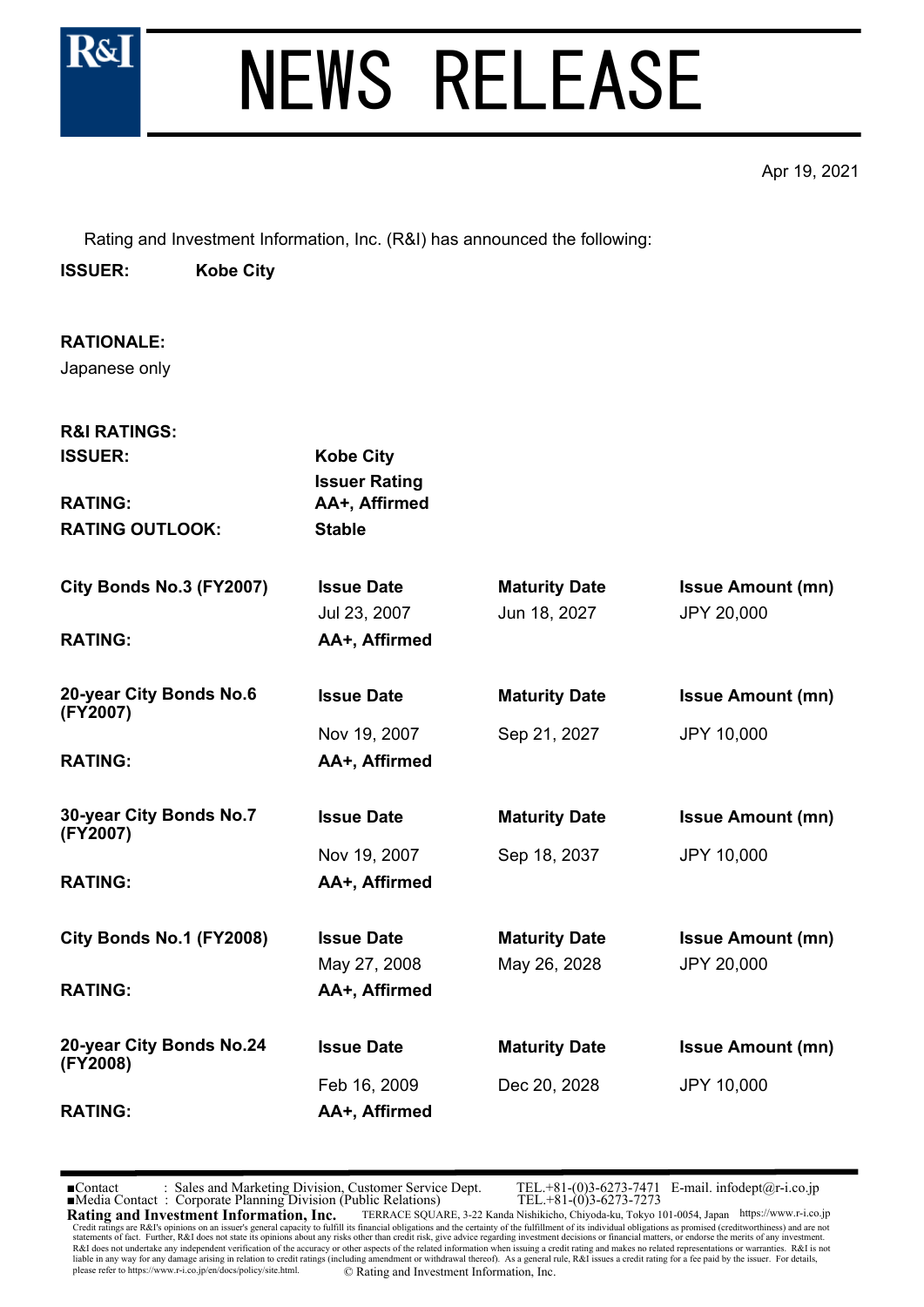# NEWS RELEASE

Apr 19, 2021

Rating and Investment Information, Inc. (R&I) has announced the following:

**ISSUER: Kobe City**

**RATIONALE:**

Japanese only

**R&I RATINGS:**

| | | | |
|---|---|---|---|
| **ISSUER:** | **Kobe City** | | |
| | **Issuer Rating** | | |
| **RATING:** | **AA+, Affirmed** | | |
| **RATING OUTLOOK:** | **Stable** | | |

| | | | |
|---|---|---|---|
| **City Bonds No.3 (FY2007)** | **Issue Date** | **Maturity Date** | **Issue Amount (mn)** |
| | Jul 23, 2007 | Jun 18, 2027 | JPY 20,000 |
| **RATING:** | **AA+, Affirmed** | | |

| | | | |
|---|---|---|---|
| **20-year City Bonds No.6 (FY2007)** | **Issue Date** | **Maturity Date** | **Issue Amount (mn)** |
| | Nov 19, 2007 | Sep 21, 2027 | JPY 10,000 |
| **RATING:** | **AA+, Affirmed** | | |

| | | | |
|---|---|---|---|
| **30-year City Bonds No.7 (FY2007)** | **Issue Date** | **Maturity Date** | **Issue Amount (mn)** |
| | Nov 19, 2007 | Sep 18, 2037 | JPY 10,000 |
| **RATING:** | **AA+, Affirmed** | | |

| | | | |
|---|---|---|---|
| **City Bonds No.1 (FY2008)** | **Issue Date** | **Maturity Date** | **Issue Amount (mn)** |
| | May 27, 2008 | May 26, 2028 | JPY 20,000 |
| **RATING:** | **AA+, Affirmed** | | |

| | | | |
|---|---|---|---|
| **20-year City Bonds No.24 (FY2008)** | **Issue Date** | **Maturity Date** | **Issue Amount (mn)** |
| | Feb 16, 2009 | Dec 20, 2028 | JPY 10,000 |
| **RATING:** | **AA+, Affirmed** | | |

■Contact : Sales and Marketing Division, Customer Service Dept. TEL.+81-(0)3-6273-7471 E-mail. infodept@r-i.co.jp
■Media Contact : Corporate Planning Division (Public Relations) TEL.+81-(0)3-6273-7273

**Rating and Investment Information, Inc.** TERRACE SQUARE, 3-22 Kanda Nishikicho, Chiyoda-ku, Tokyo 101-0054, Japan https://www.r-i.co.jp

Credit ratings are R&I's opinions on an issuer's general capacity to fulfill its financial obligations and the certainty of the fulfillment of its individual obligations as promised (creditworthiness) and are not statements of fact. Further, R&I does not state its opinions about any risks other than credit risk, give advice regarding investment decisions or financial matters, or endorse the merits of any investment. R&I does not undertake any independent verification of the accuracy or other aspects of the related information when issuing a credit rating and makes no related representations or warranties. R&I is not liable in any way for any damage arising in relation to credit ratings (including amendment or withdrawal thereof). As a general rule, R&I issues a credit rating for a fee paid by the issuer. For details, please refer to https://www.r-i.co.jp/en/docs/policy/site.html.

© Rating and Investment Information, Inc.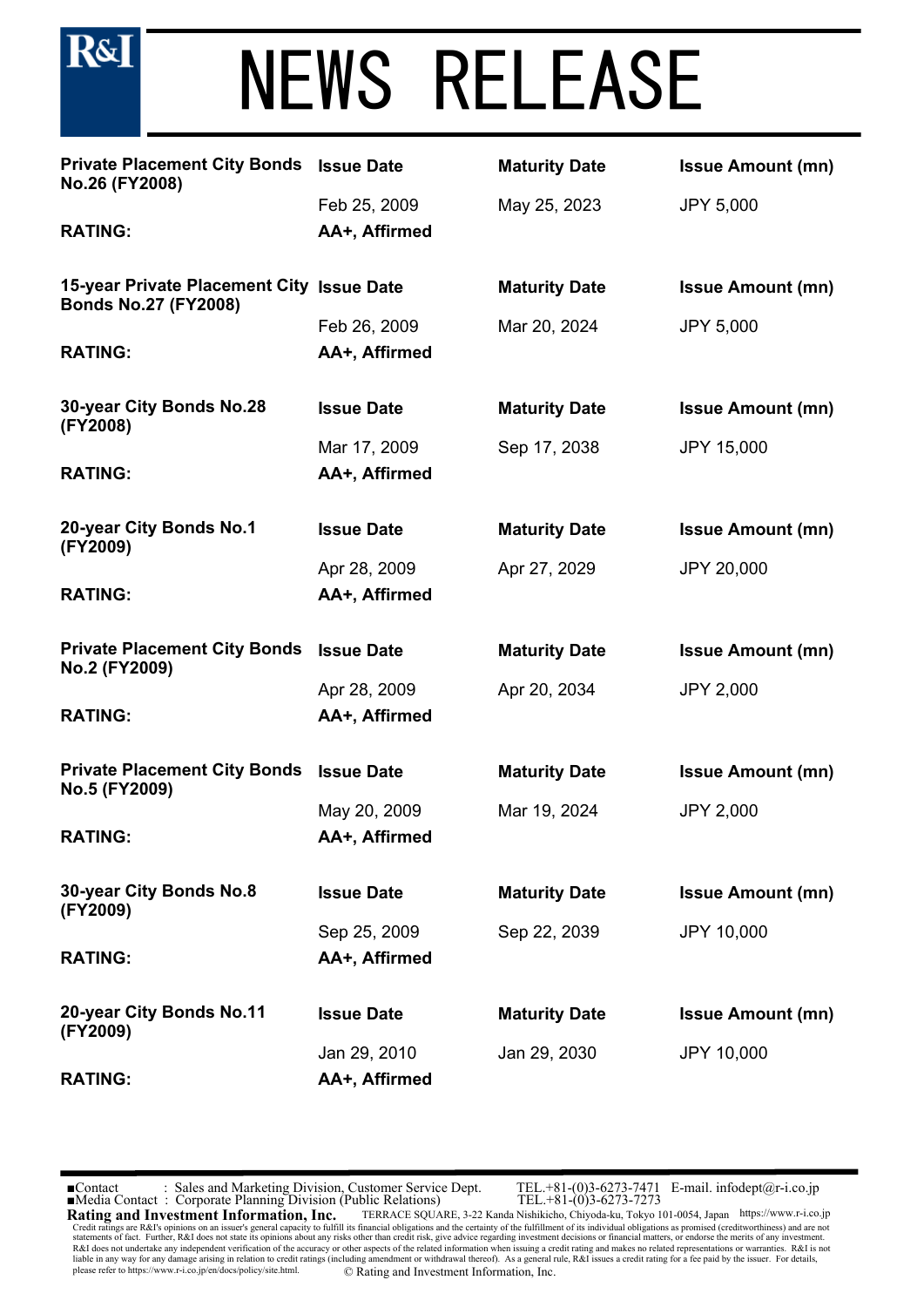# NEWS RELEASE

| Private Placement City Bonds No.26 (FY2008) | Issue Date | Maturity Date | Issue Amount (mn) |
|---|---|---|---|
| | Feb 25, 2009 | May 25, 2023 | JPY 5,000 |
| **RATING:** | **AA+, Affirmed** | | |

| 15-year Private Placement City Bonds No.27 (FY2008) | Issue Date | Maturity Date | Issue Amount (mn) |
|---|---|---|---|
| | Feb 26, 2009 | Mar 20, 2024 | JPY 5,000 |
| **RATING:** | **AA+, Affirmed** | | |

| 30-year City Bonds No.28 (FY2008) | Issue Date | Maturity Date | Issue Amount (mn) |
|---|---|---|---|
| | Mar 17, 2009 | Sep 17, 2038 | JPY 15,000 |
| **RATING:** | **AA+, Affirmed** | | |

| 20-year City Bonds No.1 (FY2009) | Issue Date | Maturity Date | Issue Amount (mn) |
|---|---|---|---|
| | Apr 28, 2009 | Apr 27, 2029 | JPY 20,000 |
| **RATING:** | **AA+, Affirmed** | | |

| Private Placement City Bonds No.2 (FY2009) | Issue Date | Maturity Date | Issue Amount (mn) |
|---|---|---|---|
| | Apr 28, 2009 | Apr 20, 2034 | JPY 2,000 |
| **RATING:** | **AA+, Affirmed** | | |

| Private Placement City Bonds No.5 (FY2009) | Issue Date | Maturity Date | Issue Amount (mn) |
|---|---|---|---|
| | May 20, 2009 | Mar 19, 2024 | JPY 2,000 |
| **RATING:** | **AA+, Affirmed** | | |

| 30-year City Bonds No.8 (FY2009) | Issue Date | Maturity Date | Issue Amount (mn) |
|---|---|---|---|
| | Sep 25, 2009 | Sep 22, 2039 | JPY 10,000 |
| **RATING:** | **AA+, Affirmed** | | |

| 20-year City Bonds No.11 (FY2009) | Issue Date | Maturity Date | Issue Amount (mn) |
|---|---|---|---|
| | Jan 29, 2010 | Jan 29, 2030 | JPY 10,000 |
| **RATING:** | **AA+, Affirmed** | | |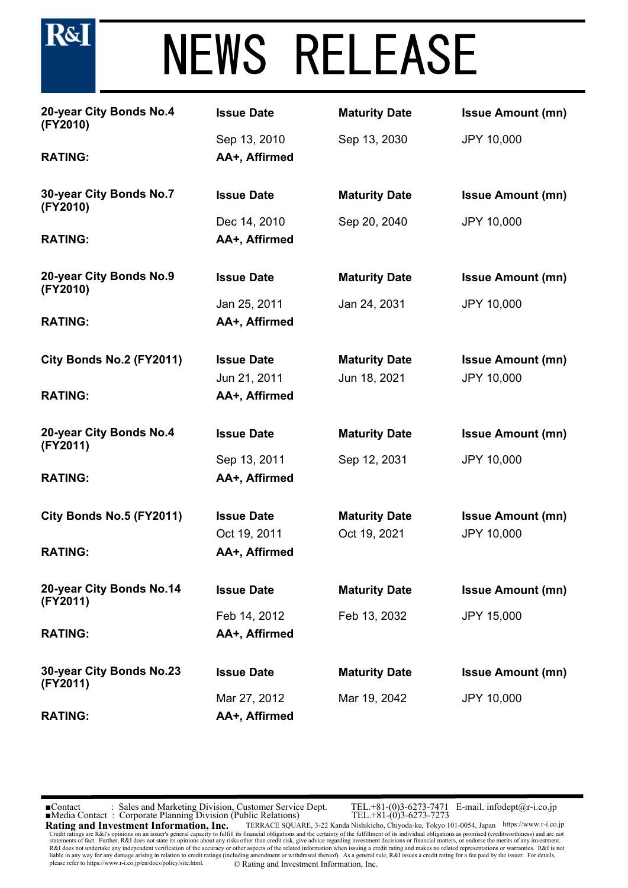# NEWS RELEASE

| 20-year City Bonds No.4 (FY2010) | Issue Date | Maturity Date | Issue Amount (mn) |
|---|---|---|---|
| | Sep 13, 2010 | Sep 13, 2030 | JPY 10,000 |
| **RATING:** | **AA+, Affirmed** | | |

| 30-year City Bonds No.7 (FY2010) | Issue Date | Maturity Date | Issue Amount (mn) |
|---|---|---|---|
| | Dec 14, 2010 | Sep 20, 2040 | JPY 10,000 |
| **RATING:** | **AA+, Affirmed** | | |

| 20-year City Bonds No.9 (FY2010) | Issue Date | Maturity Date | Issue Amount (mn) |
|---|---|---|---|
| | Jan 25, 2011 | Jan 24, 2031 | JPY 10,000 |
| **RATING:** | **AA+, Affirmed** | | |

| City Bonds No.2 (FY2011) | Issue Date | Maturity Date | Issue Amount (mn) |
|---|---|---|---|
| | Jun 21, 2011 | Jun 18, 2021 | JPY 10,000 |
| **RATING:** | **AA+, Affirmed** | | |

| 20-year City Bonds No.4 (FY2011) | Issue Date | Maturity Date | Issue Amount (mn) |
|---|---|---|---|
| | Sep 13, 2011 | Sep 12, 2031 | JPY 10,000 |
| **RATING:** | **AA+, Affirmed** | | |

| City Bonds No.5 (FY2011) | Issue Date | Maturity Date | Issue Amount (mn) |
|---|---|---|---|
| | Oct 19, 2011 | Oct 19, 2021 | JPY 10,000 |
| **RATING:** | **AA+, Affirmed** | | |

| 20-year City Bonds No.14 (FY2011) | Issue Date | Maturity Date | Issue Amount (mn) |
|---|---|---|---|
| | Feb 14, 2012 | Feb 13, 2032 | JPY 15,000 |
| **RATING:** | **AA+, Affirmed** | | |

| 30-year City Bonds No.23 (FY2011) | Issue Date | Maturity Date | Issue Amount (mn) |
|---|---|---|---|
| | Mar 27, 2012 | Mar 19, 2042 | JPY 10,000 |
| **RATING:** | **AA+, Affirmed** | | |

■Contact : Sales and Marketing Division, Customer Service Dept. TEL.+81-(0)3-6273-7471 E-mail. infodept@r-i.co.jp
■Media Contact : Corporate Planning Division (Public Relations) TEL.+81-(0)3-6273-7273

**Rating and Investment Information, Inc.** TERRACE SQUARE, 3-22 Kanda Nishikicho, Chiyoda-ku, Tokyo 101-0054, Japan https://www.r-i.co.jp

Credit ratings are R&I's opinions on an issuer's general capacity to fulfill its financial obligations and the certainty of the fulfillment of its individual obligations as promised (creditworthiness) and are not statements of fact. Further, R&I does not state its opinions about any risks other than credit risk, give advice regarding investment decisions or financial matters, or endorse the merits of any investment. R&I does not undertake any independent verification of the accuracy or other aspects of the related information when issuing a credit rating and makes no related representations or warranties. R&I is not liable in any way for any damage arising in relation to credit ratings (including amendment or withdrawal thereof). As a general rule, R&I issues a credit rating for a fee paid by the issuer. For details, please refer to https://www.r-i.co.jp/en/docs/policy/site.html.

© Rating and Investment Information, Inc.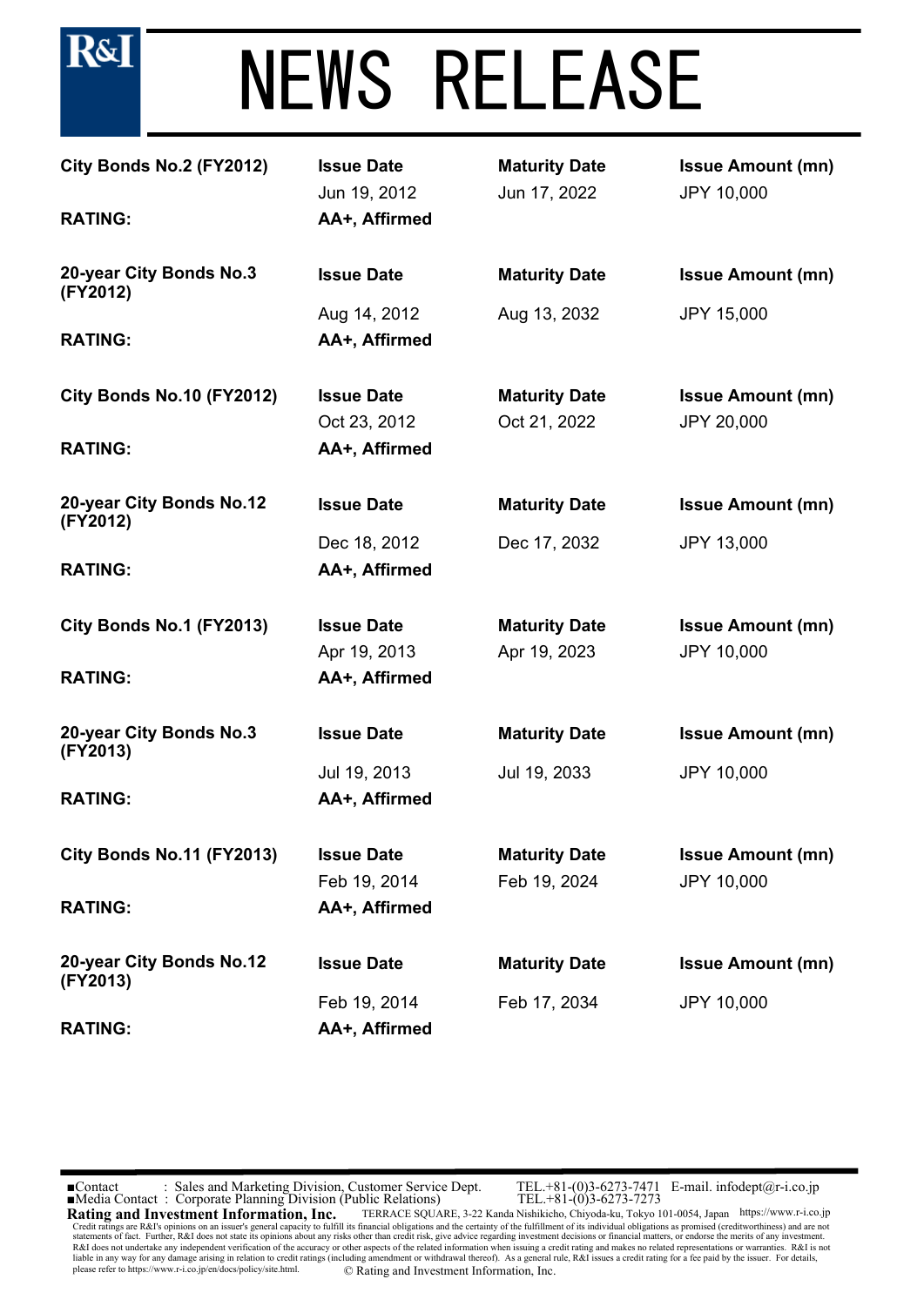# NEWS RELEASE

| City Bonds No.2 (FY2012) | Issue Date | Maturity Date | Issue Amount (mn) |
|---|---|---|---|
| | Jun 19, 2012 | Jun 17, 2022 | JPY 10,000 |
| **RATING:** | **AA+, Affirmed** | | |

| 20-year City Bonds No.3 (FY2012) | Issue Date | Maturity Date | Issue Amount (mn) |
|---|---|---|---|
| | Aug 14, 2012 | Aug 13, 2032 | JPY 15,000 |
| **RATING:** | **AA+, Affirmed** | | |

| City Bonds No.10 (FY2012) | Issue Date | Maturity Date | Issue Amount (mn) |
|---|---|---|---|
| | Oct 23, 2012 | Oct 21, 2022 | JPY 20,000 |
| **RATING:** | **AA+, Affirmed** | | |

| 20-year City Bonds No.12 (FY2012) | Issue Date | Maturity Date | Issue Amount (mn) |
|---|---|---|---|
| | Dec 18, 2012 | Dec 17, 2032 | JPY 13,000 |
| **RATING:** | **AA+, Affirmed** | | |

| City Bonds No.1 (FY2013) | Issue Date | Maturity Date | Issue Amount (mn) |
|---|---|---|---|
| | Apr 19, 2013 | Apr 19, 2023 | JPY 10,000 |
| **RATING:** | **AA+, Affirmed** | | |

| 20-year City Bonds No.3 (FY2013) | Issue Date | Maturity Date | Issue Amount (mn) |
|---|---|---|---|
| | Jul 19, 2013 | Jul 19, 2033 | JPY 10,000 |
| **RATING:** | **AA+, Affirmed** | | |

| City Bonds No.11 (FY2013) | Issue Date | Maturity Date | Issue Amount (mn) |
|---|---|---|---|
| | Feb 19, 2014 | Feb 19, 2024 | JPY 10,000 |
| **RATING:** | **AA+, Affirmed** | | |

| 20-year City Bonds No.12 (FY2013) | Issue Date | Maturity Date | Issue Amount (mn) |
|---|---|---|---|
| | Feb 19, 2014 | Feb 17, 2034 | JPY 10,000 |
| **RATING:** | **AA+, Affirmed** | | |

■Contact : Sales and Marketing Division, Customer Service Dept. TEL.+81-(0)3-6273-7471 E-mail. infodept@r-i.co.jp
■Media Contact : Corporate Planning Division (Public Relations) TEL.+81-(0)3-6273-7273

**Rating and Investment Information, Inc.** TERRACE SQUARE, 3-22 Kanda Nishikicho, Chiyoda-ku, Tokyo 101-0054, Japan https://www.r-i.co.jp

Credit ratings are R&I's opinions on an issuer's general capacity to fulfill its financial obligations and the certainty of the fulfillment of its individual obligations as promised (creditworthiness) and are not statements of fact. Further, R&I does not state its opinions about any risks other than credit risk, give advice regarding investment decisions or financial matters, or endorse the merits of any investment. R&I does not undertake any independent verification of the accuracy or other aspects of the related information when issuing a credit rating and makes no related representations or warranties. R&I is not liable in any way for any damage arising in relation to credit ratings (including amendment or withdrawal thereof). As a general rule, R&I issues a credit rating for a fee paid by the issuer. For details, please refer to https://www.r-i.co.jp/en/docs/policy/site.html.

© Rating and Investment Information, Inc.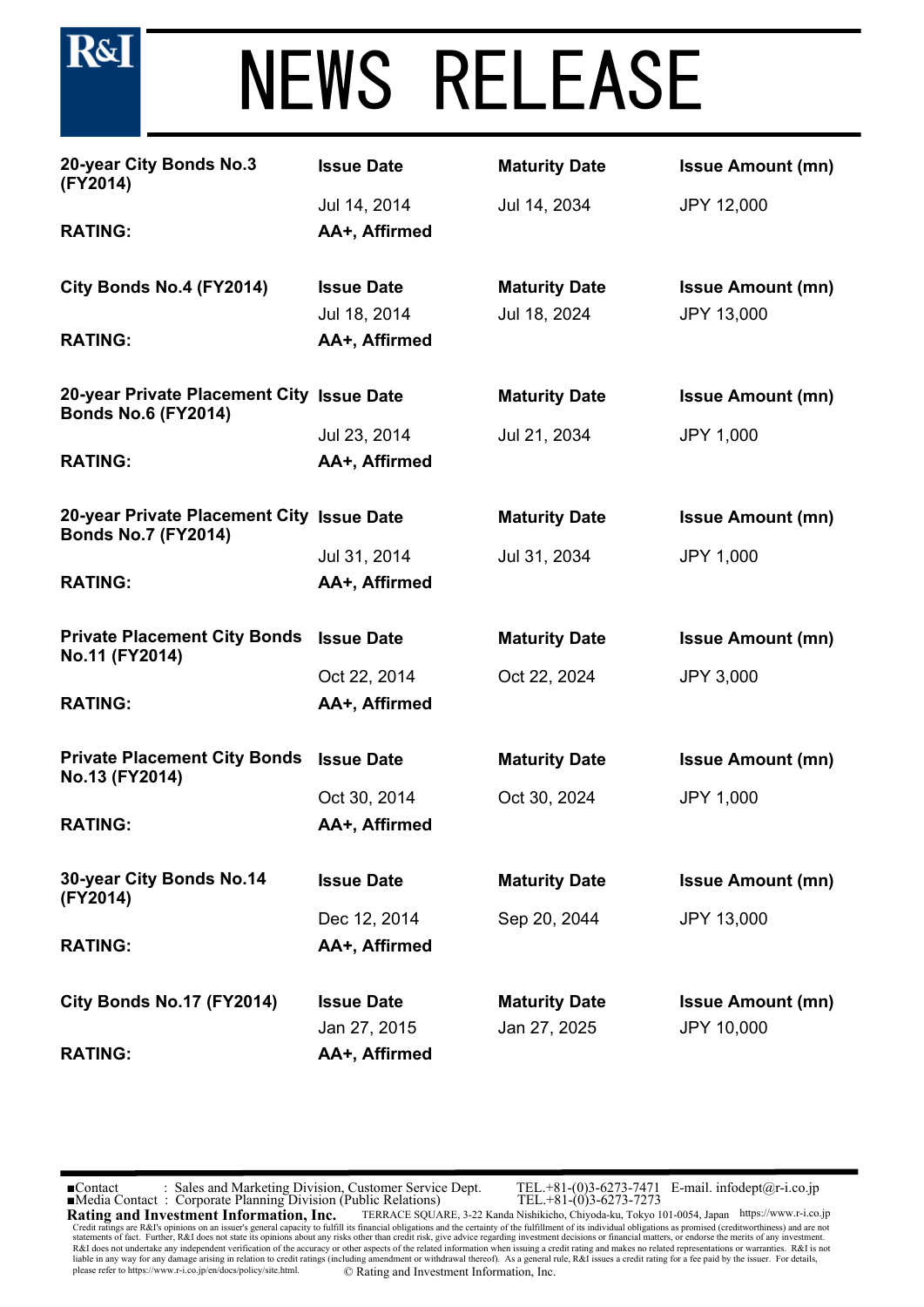# NEWS RELEASE

| 20-year City Bonds No.3 (FY2014) | Issue Date | Maturity Date | Issue Amount (mn) |
|---|---|---|---|
| | Jul 14, 2014 | Jul 14, 2034 | JPY 12,000 |
| **RATING:** | **AA+, Affirmed** | | |

| City Bonds No.4 (FY2014) | Issue Date | Maturity Date | Issue Amount (mn) |
|---|---|---|---|
| | Jul 18, 2014 | Jul 18, 2024 | JPY 13,000 |
| **RATING:** | **AA+, Affirmed** | | |

| 20-year Private Placement City Bonds No.6 (FY2014) | Issue Date | Maturity Date | Issue Amount (mn) |
|---|---|---|---|
| | Jul 23, 2014 | Jul 21, 2034 | JPY 1,000 |
| **RATING:** | **AA+, Affirmed** | | |

| 20-year Private Placement City Bonds No.7 (FY2014) | Issue Date | Maturity Date | Issue Amount (mn) |
|---|---|---|---|
| | Jul 31, 2014 | Jul 31, 2034 | JPY 1,000 |
| **RATING:** | **AA+, Affirmed** | | |

| Private Placement City Bonds No.11 (FY2014) | Issue Date | Maturity Date | Issue Amount (mn) |
|---|---|---|---|
| | Oct 22, 2014 | Oct 22, 2024 | JPY 3,000 |
| **RATING:** | **AA+, Affirmed** | | |

| Private Placement City Bonds No.13 (FY2014) | Issue Date | Maturity Date | Issue Amount (mn) |
|---|---|---|---|
| | Oct 30, 2014 | Oct 30, 2024 | JPY 1,000 |
| **RATING:** | **AA+, Affirmed** | | |

| 30-year City Bonds No.14 (FY2014) | Issue Date | Maturity Date | Issue Amount (mn) |
|---|---|---|---|
| | Dec 12, 2014 | Sep 20, 2044 | JPY 13,000 |
| **RATING:** | **AA+, Affirmed** | | |

| City Bonds No.17 (FY2014) | Issue Date | Maturity Date | Issue Amount (mn) |
|---|---|---|---|
| | Jan 27, 2015 | Jan 27, 2025 | JPY 10,000 |
| **RATING:** | **AA+, Affirmed** | | |

■Contact : Sales and Marketing Division, Customer Service Dept. TEL.+81-(0)3-6273-7471 E-mail. infodept@r-i.co.jp
■Media Contact : Corporate Planning Division (Public Relations) TEL.+81-(0)3-6273-7273

**Rating and Investment Information, Inc.** TERRACE SQUARE, 3-22 Kanda Nishikicho, Chiyoda-ku, Tokyo 101-0054, Japan https://www.r-i.co.jp

Credit ratings are R&I's opinions on an issuer's general capacity to fulfill its financial obligations and the certainty of the fulfillment of its individual obligations as promised (creditworthiness) and are not statements of fact. Further, R&I does not state its opinions about any risks other than credit risk, give advice regarding investment decisions or financial matters, or endorse the merits of any investment. R&I does not undertake any independent verification of the accuracy or other aspects of the related information when issuing a credit rating and makes no related representations or warranties. R&I is not liable in any way for any damage arising in relation to credit ratings (including amendment or withdrawal thereof). As a general rule, R&I issues a credit rating for a fee paid by the issuer. For details, please refer to https://www.r-i.co.jp/en/docs/policy/site.html.

© Rating and Investment Information, Inc.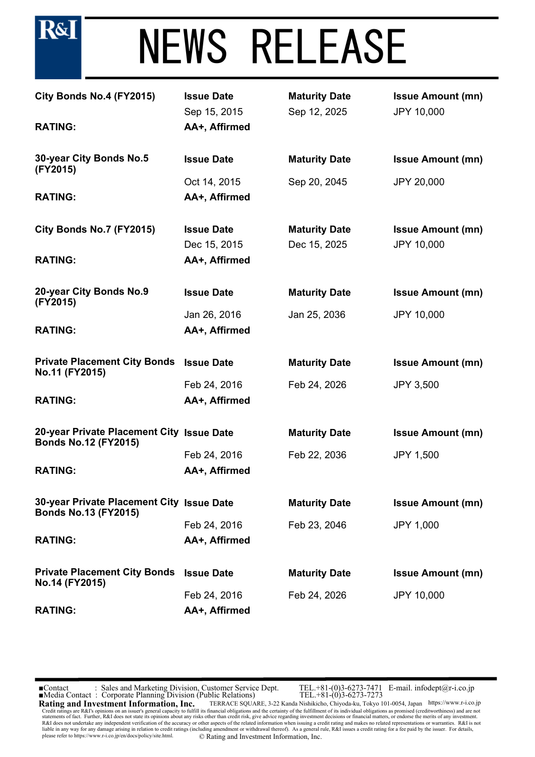# NEWS RELEASE

**City Bonds No.4 (FY2015)** | **Issue Date** | **Maturity Date** | **Issue Amount (mn)**
---|---|---|---
| Sep 15, 2015 | Sep 12, 2025 | JPY 10,000
**RATING:** | **AA+, Affirmed** | |

**30-year City Bonds No.5 (FY2015)** | **Issue Date** | **Maturity Date** | **Issue Amount (mn)**
---|---|---|---
| Oct 14, 2015 | Sep 20, 2045 | JPY 20,000
**RATING:** | **AA+, Affirmed** | |

**City Bonds No.7 (FY2015)** | **Issue Date** | **Maturity Date** | **Issue Amount (mn)**
---|---|---|---
| Dec 15, 2015 | Dec 15, 2025 | JPY 10,000
**RATING:** | **AA+, Affirmed** | |

**20-year City Bonds No.9 (FY2015)** | **Issue Date** | **Maturity Date** | **Issue Amount (mn)**
---|---|---|---
| Jan 26, 2016 | Jan 25, 2036 | JPY 10,000
**RATING:** | **AA+, Affirmed** | |

**Private Placement City Bonds No.11 (FY2015)** | **Issue Date** | **Maturity Date** | **Issue Amount (mn)**
---|---|---|---
| Feb 24, 2016 | Feb 24, 2026 | JPY 3,500
**RATING:** | **AA+, Affirmed** | |

**20-year Private Placement City Bonds No.12 (FY2015)** | **Issue Date** | **Maturity Date** | **Issue Amount (mn)**
---|---|---|---
| Feb 24, 2016 | Feb 22, 2036 | JPY 1,500
**RATING:** | **AA+, Affirmed** | |

**30-year Private Placement City Bonds No.13 (FY2015)** | **Issue Date** | **Maturity Date** | **Issue Amount (mn)**
---|---|---|---
| Feb 24, 2016 | Feb 23, 2046 | JPY 1,000
**RATING:** | **AA+, Affirmed** | |

**Private Placement City Bonds No.14 (FY2015)** | **Issue Date** | **Maturity Date** | **Issue Amount (mn)**
---|---|---|---
| Feb 24, 2016 | Feb 24, 2026 | JPY 10,000
**RATING:** | **AA+, Affirmed** | |

■Contact : Sales and Marketing Division, Customer Service Dept. TEL.+81-(0)3-6273-7471 E-mail. infodept@r-i.co.jp
■Media Contact : Corporate Planning Division (Public Relations) TEL.+81-(0)3-6273-7273

**Rating and Investment Information, Inc.** TERRACE SQUARE, 3-22 Kanda Nishikicho, Chiyoda-ku, Tokyo 101-0054, Japan https://www.r-i.co.jp

Credit ratings are R&I's opinions on an issuer's general capacity to fulfill its financial obligations and the certainty of the fulfillment of its individual obligations as promised (creditworthiness) and are not statements of fact. Further, R&I does not state its opinions about any risks other than credit risk, give advice regarding investment decisions or financial matters, or endorse the merits of any investment. R&I does not undertake any independent verification of the accuracy or other aspects of the related information when issuing a credit rating and makes no related representations or warranties. R&I is not liable in any way for any damage arising in relation to credit ratings (including amendment or withdrawal thereof). As a general rule, R&I issues a credit rating for a fee paid by the issuer. For details, please refer to https://www.r-i.co.jp/en/docs/policy/site.html.

© Rating and Investment Information, Inc.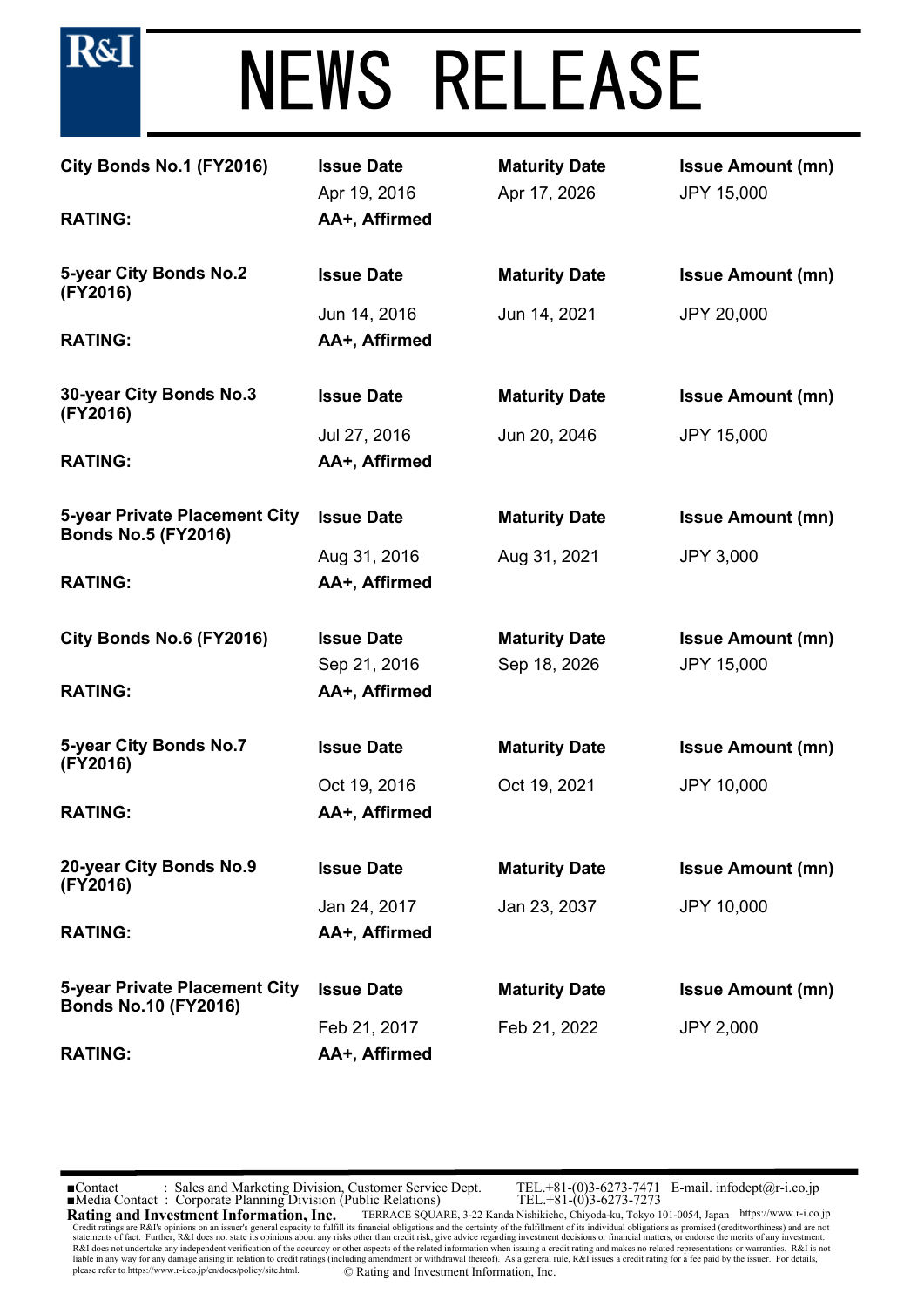# NEWS RELEASE

| City Bonds No.1 (FY2016) | Issue Date | Maturity Date | Issue Amount (mn) |
|---|---|---|---|
| | Apr 19, 2016 | Apr 17, 2026 | JPY 15,000 |
| **RATING:** | **AA+, Affirmed** | | |

| 5-year City Bonds No.2 (FY2016) | Issue Date | Maturity Date | Issue Amount (mn) |
|---|---|---|---|
| | Jun 14, 2016 | Jun 14, 2021 | JPY 20,000 |
| **RATING:** | **AA+, Affirmed** | | |

| 30-year City Bonds No.3 (FY2016) | Issue Date | Maturity Date | Issue Amount (mn) |
|---|---|---|---|
| | Jul 27, 2016 | Jun 20, 2046 | JPY 15,000 |
| **RATING:** | **AA+, Affirmed** | | |

| 5-year Private Placement City Bonds No.5 (FY2016) | Issue Date | Maturity Date | Issue Amount (mn) |
|---|---|---|---|
| | Aug 31, 2016 | Aug 31, 2021 | JPY 3,000 |
| **RATING:** | **AA+, Affirmed** | | |

| City Bonds No.6 (FY2016) | Issue Date | Maturity Date | Issue Amount (mn) |
|---|---|---|---|
| | Sep 21, 2016 | Sep 18, 2026 | JPY 15,000 |
| **RATING:** | **AA+, Affirmed** | | |

| 5-year City Bonds No.7 (FY2016) | Issue Date | Maturity Date | Issue Amount (mn) |
|---|---|---|---|
| | Oct 19, 2016 | Oct 19, 2021 | JPY 10,000 |
| **RATING:** | **AA+, Affirmed** | | |

| 20-year City Bonds No.9 (FY2016) | Issue Date | Maturity Date | Issue Amount (mn) |
|---|---|---|---|
| | Jan 24, 2017 | Jan 23, 2037 | JPY 10,000 |
| **RATING:** | **AA+, Affirmed** | | |

| 5-year Private Placement City Bonds No.10 (FY2016) | Issue Date | Maturity Date | Issue Amount (mn) |
|---|---|---|---|
| | Feb 21, 2017 | Feb 21, 2022 | JPY 2,000 |
| **RATING:** | **AA+, Affirmed** | | |

■Contact : Sales and Marketing Division, Customer Service Dept. TEL.+81-(0)3-6273-7471 E-mail. infodept@r-i.co.jp
■Media Contact : Corporate Planning Division (Public Relations) TEL.+81-(0)3-6273-7273

**Rating and Investment Information, Inc.** TERRACE SQUARE, 3-22 Kanda Nishikicho, Chiyoda-ku, Tokyo 101-0054, Japan https://www.r-i.co.jp

Credit ratings are R&I's opinions on an issuer's general capacity to fulfill its financial obligations and the certainty of the fulfillment of its individual obligations as promised (creditworthiness) and are not statements of fact. Further, R&I does not state its opinions about any risks other than credit risk, give advice regarding investment decisions or financial matters, or endorse the merits of any investment. R&I does not undertake any independent verification of the accuracy or other aspects of the related information when issuing a credit rating and makes no related representations or warranties. R&I is not liable in any way for any damage arising in relation to credit ratings (including amendment or withdrawal thereof). As a general rule, R&I issues a credit rating for a fee paid by the issuer. For details, please refer to https://www.r-i.co.jp/en/docs/policy/site.html.

© Rating and Investment Information, Inc.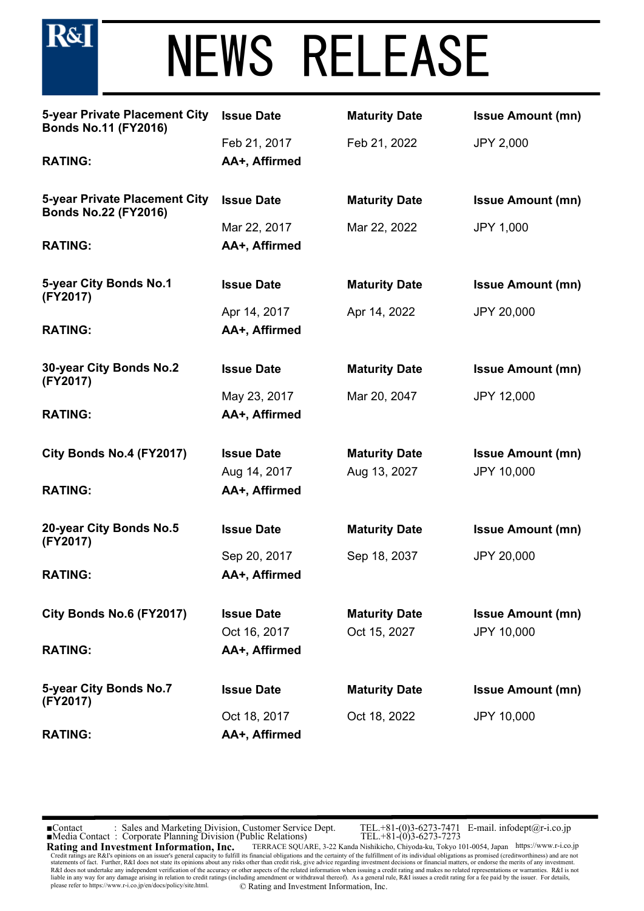# NEWS RELEASE

**5-year Private Placement City Bonds No.11 (FY2016)**

| Issue Date | Maturity Date | Issue Amount (mn) |
|---|---|---|
| Feb 21, 2017 | Feb 21, 2022 | JPY 2,000 |

**RATING:** **AA+, Affirmed**

**5-year Private Placement City Bonds No.22 (FY2016)**

| Issue Date | Maturity Date | Issue Amount (mn) |
|---|---|---|
| Mar 22, 2017 | Mar 22, 2022 | JPY 1,000 |

**RATING:** **AA+, Affirmed**

**5-year City Bonds No.1 (FY2017)**

| Issue Date | Maturity Date | Issue Amount (mn) |
|---|---|---|
| Apr 14, 2017 | Apr 14, 2022 | JPY 20,000 |

**RATING:** **AA+, Affirmed**

**30-year City Bonds No.2 (FY2017)**

| Issue Date | Maturity Date | Issue Amount (mn) |
|---|---|---|
| May 23, 2017 | Mar 20, 2047 | JPY 12,000 |

**RATING:** **AA+, Affirmed**

**City Bonds No.4 (FY2017)**

| Issue Date | Maturity Date | Issue Amount (mn) |
|---|---|---|
| Aug 14, 2017 | Aug 13, 2027 | JPY 10,000 |

**RATING:** **AA+, Affirmed**

**20-year City Bonds No.5 (FY2017)**

| Issue Date | Maturity Date | Issue Amount (mn) |
|---|---|---|
| Sep 20, 2017 | Sep 18, 2037 | JPY 20,000 |

**RATING:** **AA+, Affirmed**

**City Bonds No.6 (FY2017)**

| Issue Date | Maturity Date | Issue Amount (mn) |
|---|---|---|
| Oct 16, 2017 | Oct 15, 2027 | JPY 10,000 |

**RATING:** **AA+, Affirmed**

**5-year City Bonds No.7 (FY2017)**

| Issue Date | Maturity Date | Issue Amount (mn) |
|---|---|---|
| Oct 18, 2017 | Oct 18, 2022 | JPY 10,000 |

**RATING:** **AA+, Affirmed**

■Contact : Sales and Marketing Division, Customer Service Dept. TEL.+81-(0)3-6273-7471 E-mail. infodept@r-i.co.jp
■Media Contact : Corporate Planning Division (Public Relations) TEL.+81-(0)3-6273-7273

**Rating and Investment Information, Inc.** TERRACE SQUARE, 3-22 Kanda Nishikicho, Chiyoda-ku, Tokyo 101-0054, Japan https://www.r-i.co.jp

Credit ratings are R&I's opinions on an issuer's general capacity to fulfill its financial obligations and the certainty of the fulfillment of its individual obligations as promised (creditworthiness) and are not statements of fact. Further, R&I does not state its opinions about any risks other than credit risk, give advice regarding investment decisions or financial matters, or endorse the merits of any investment. R&I does not undertake any independent verification of the accuracy or other aspects of the related information when issuing a credit rating and makes no related representations or warranties. R&I is not liable in any way for any damage arising in relation to credit ratings (including amendment or withdrawal thereof). As a general rule, R&I issues a credit rating for a fee paid by the issuer. For details, please refer to https://www.r-i.co.jp/en/docs/policy/site.html.

© Rating and Investment Information, Inc.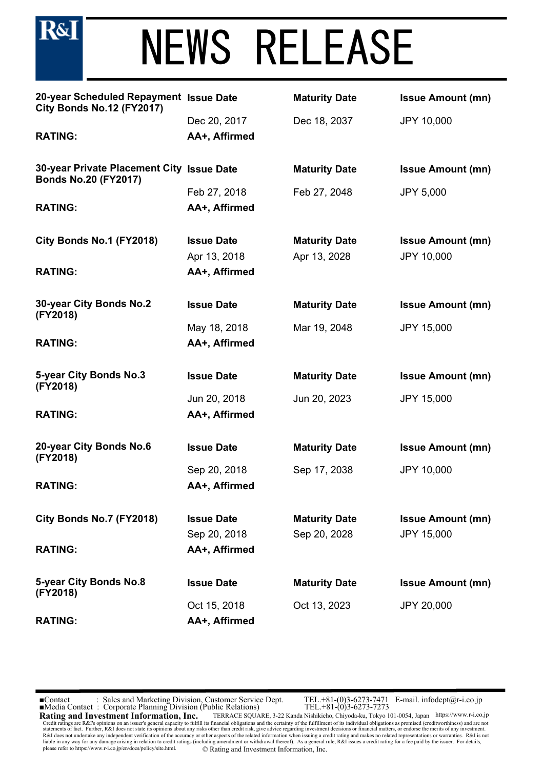# NEWS RELEASE

| 20-year Scheduled Repayment City Bonds No.12 (FY2017) | Issue Date | Maturity Date | Issue Amount (mn) |
|---|---|---|---|
| | Dec 20, 2017 | Dec 18, 2037 | JPY 10,000 |
| **RATING:** | **AA+, Affirmed** | | |

| 30-year Private Placement City Bonds No.20 (FY2017) | Issue Date | Maturity Date | Issue Amount (mn) |
|---|---|---|---|
| | Feb 27, 2018 | Feb 27, 2048 | JPY 5,000 |
| **RATING:** | **AA+, Affirmed** | | |

| City Bonds No.1 (FY2018) | Issue Date | Maturity Date | Issue Amount (mn) |
|---|---|---|---|
| | Apr 13, 2018 | Apr 13, 2028 | JPY 10,000 |
| **RATING:** | **AA+, Affirmed** | | |

| 30-year City Bonds No.2 (FY2018) | Issue Date | Maturity Date | Issue Amount (mn) |
|---|---|---|---|
| | May 18, 2018 | Mar 19, 2048 | JPY 15,000 |
| **RATING:** | **AA+, Affirmed** | | |

| 5-year City Bonds No.3 (FY2018) | Issue Date | Maturity Date | Issue Amount (mn) |
|---|---|---|---|
| | Jun 20, 2018 | Jun 20, 2023 | JPY 15,000 |
| **RATING:** | **AA+, Affirmed** | | |

| 20-year City Bonds No.6 (FY2018) | Issue Date | Maturity Date | Issue Amount (mn) |
|---|---|---|---|
| | Sep 20, 2018 | Sep 17, 2038 | JPY 10,000 |
| **RATING:** | **AA+, Affirmed** | | |

| City Bonds No.7 (FY2018) | Issue Date | Maturity Date | Issue Amount (mn) |
|---|---|---|---|
| | Sep 20, 2018 | Sep 20, 2028 | JPY 15,000 |
| **RATING:** | **AA+, Affirmed** | | |

| 5-year City Bonds No.8 (FY2018) | Issue Date | Maturity Date | Issue Amount (mn) |
|---|---|---|---|
| | Oct 15, 2018 | Oct 13, 2023 | JPY 20,000 |
| **RATING:** | **AA+, Affirmed** | | |

■Contact : Sales and Marketing Division, Customer Service Dept. TEL.+81-(0)3-6273-7471 E-mail. infodept@r-i.co.jp
■Media Contact : Corporate Planning Division (Public Relations) TEL.+81-(0)3-6273-7273

**Rating and Investment Information, Inc.** TERRACE SQUARE, 3-22 Kanda Nishikicho, Chiyoda-ku, Tokyo 101-0054, Japan https://www.r-i.co.jp

Credit ratings are R&I's opinions on an issuer's general capacity to fulfill its financial obligations and the certainty of the fulfillment of its individual obligations as promised (creditworthiness) and are not statements of fact. Further, R&I does not state its opinions about any risks other than credit risk, give advice regarding investment decisions or financial matters, or endorse the merits of any investment. R&I does not undertake any independent verification of the accuracy or other aspects of the related information when issuing a credit rating and makes no related representations or warranties. R&I is not liable in any way for any damage arising in relation to credit ratings (including amendment or withdrawal thereof). As a general rule, R&I issues a credit rating for a fee paid by the issuer. For details, please refer to https://www.r-i.co.jp/en/docs/policy/site.html.

© Rating and Investment Information, Inc.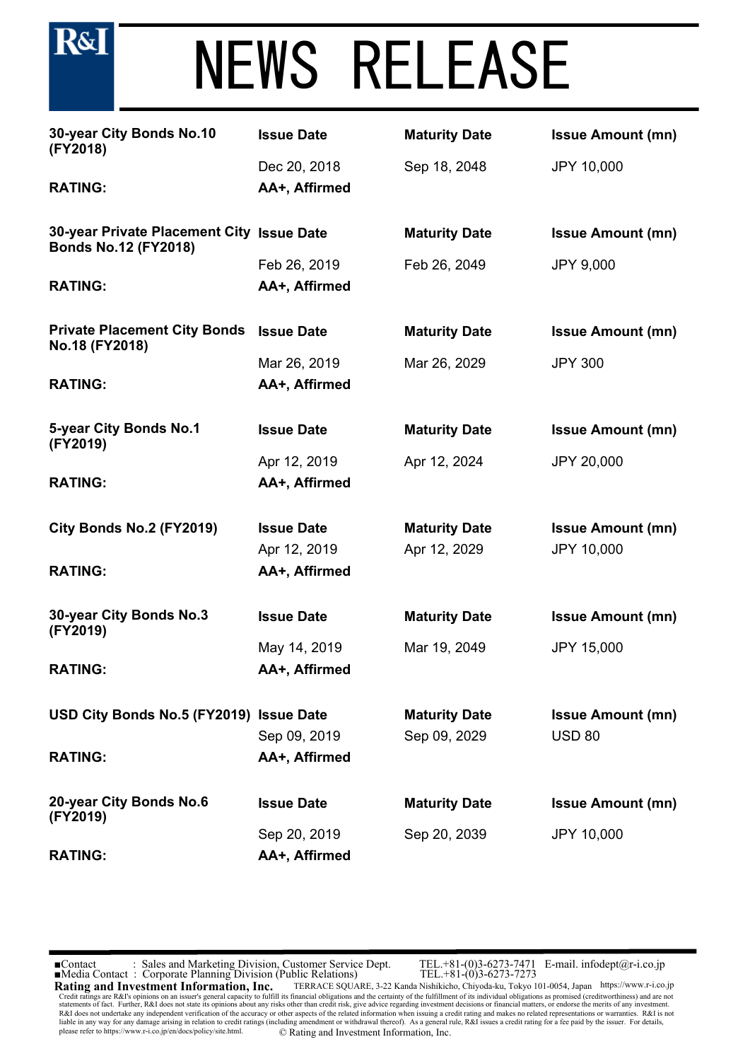# NEWS RELEASE

| 30-year City Bonds No.10 (FY2018) | Issue Date | Maturity Date | Issue Amount (mn) |
|---|---|---|---|
| | Dec 20, 2018 | Sep 18, 2048 | JPY 10,000 |
| **RATING:** | **AA+, Affirmed** | | |

| 30-year Private Placement City Bonds No.12 (FY2018) | Issue Date | Maturity Date | Issue Amount (mn) |
|---|---|---|---|
| | Feb 26, 2019 | Feb 26, 2049 | JPY 9,000 |
| **RATING:** | **AA+, Affirmed** | | |

| Private Placement City Bonds No.18 (FY2018) | Issue Date | Maturity Date | Issue Amount (mn) |
|---|---|---|---|
| | Mar 26, 2019 | Mar 26, 2029 | JPY 300 |
| **RATING:** | **AA+, Affirmed** | | |

| 5-year City Bonds No.1 (FY2019) | Issue Date | Maturity Date | Issue Amount (mn) |
|---|---|---|---|
| | Apr 12, 2019 | Apr 12, 2024 | JPY 20,000 |
| **RATING:** | **AA+, Affirmed** | | |

| City Bonds No.2 (FY2019) | Issue Date | Maturity Date | Issue Amount (mn) |
|---|---|---|---|
| | Apr 12, 2019 | Apr 12, 2029 | JPY 10,000 |
| **RATING:** | **AA+, Affirmed** | | |

| 30-year City Bonds No.3 (FY2019) | Issue Date | Maturity Date | Issue Amount (mn) |
|---|---|---|---|
| | May 14, 2019 | Mar 19, 2049 | JPY 15,000 |
| **RATING:** | **AA+, Affirmed** | | |

| USD City Bonds No.5 (FY2019) | Issue Date | Maturity Date | Issue Amount (mn) |
|---|---|---|---|
| | Sep 09, 2019 | Sep 09, 2029 | USD 80 |
| **RATING:** | **AA+, Affirmed** | | |

| 20-year City Bonds No.6 (FY2019) | Issue Date | Maturity Date | Issue Amount (mn) |
|---|---|---|---|
| | Sep 20, 2019 | Sep 20, 2039 | JPY 10,000 |
| **RATING:** | **AA+, Affirmed** | | |

■Contact : Sales and Marketing Division, Customer Service Dept. TEL.+81-(0)3-6273-7471 E-mail. infodept@r-i.co.jp
■Media Contact : Corporate Planning Division (Public Relations) TEL.+81-(0)3-6273-7273

**Rating and Investment Information, Inc.** TERRACE SQUARE, 3-22 Kanda Nishikicho, Chiyoda-ku, Tokyo 101-0054, Japan https://www.r-i.co.jp

Credit ratings are R&I's opinions on an issuer's general capacity to fulfill its financial obligations and the certainty of the fulfillment of its individual obligations as promised (creditworthiness) and are not statements of fact. Further, R&I does not state its opinions about any risks other than credit risk, give advice regarding investment decisions or financial matters, or endorse the merits of any investment. R&I does not undertake any independent verification of the accuracy or other aspects of the related information when issuing a credit rating and makes no related representations or warranties. R&I is not liable in any way for any damage arising in relation to credit ratings (including amendment or withdrawal thereof). As a general rule, R&I issues a credit rating for a fee paid by the issuer. For details, please refer to https://www.r-i.co.jp/en/docs/policy/site.html.

© Rating and Investment Information, Inc.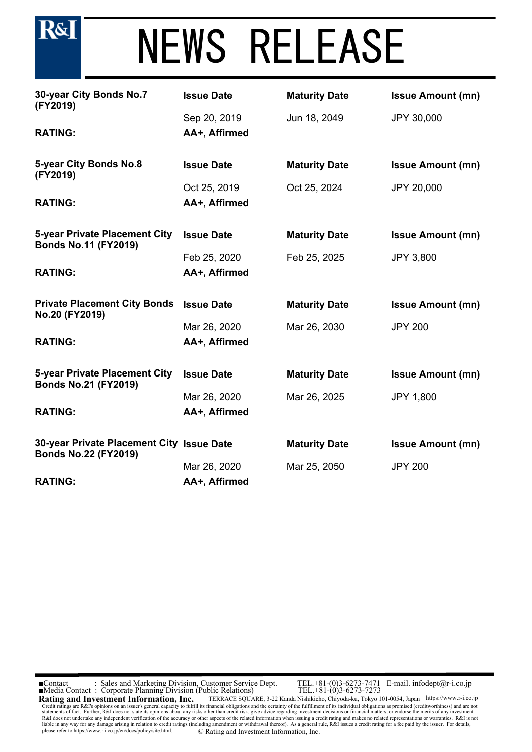| 30-year City Bonds No.7 (FY2019) | Issue Date | Maturity Date | Issue Amount (mn) |
|---|---|---|---|
| | Sep 20, 2019 | Jun 18, 2049 | JPY 30,000 |
| **RATING:** | **AA+, Affirmed** | | |

| 5-year City Bonds No.8 (FY2019) | Issue Date | Maturity Date | Issue Amount (mn) |
|---|---|---|---|
| | Oct 25, 2019 | Oct 25, 2024 | JPY 20,000 |
| **RATING:** | **AA+, Affirmed** | | |

| 5-year Private Placement City Bonds No.11 (FY2019) | Issue Date | Maturity Date | Issue Amount (mn) |
|---|---|---|---|
| | Feb 25, 2020 | Feb 25, 2025 | JPY 3,800 |
| **RATING:** | **AA+, Affirmed** | | |

| Private Placement City Bonds No.20 (FY2019) | Issue Date | Maturity Date | Issue Amount (mn) |
|---|---|---|---|
| | Mar 26, 2020 | Mar 26, 2030 | JPY 200 |
| **RATING:** | **AA+, Affirmed** | | |

| 5-year Private Placement City Bonds No.21 (FY2019) | Issue Date | Maturity Date | Issue Amount (mn) |
|---|---|---|---|
| | Mar 26, 2020 | Mar 26, 2025 | JPY 1,800 |
| **RATING:** | **AA+, Affirmed** | | |

| 30-year Private Placement City Bonds No.22 (FY2019) | Issue Date | Maturity Date | Issue Amount (mn) |
|---|---|---|---|
| | Mar 26, 2020 | Mar 25, 2050 | JPY 200 |
| **RATING:** | **AA+, Affirmed** | | |